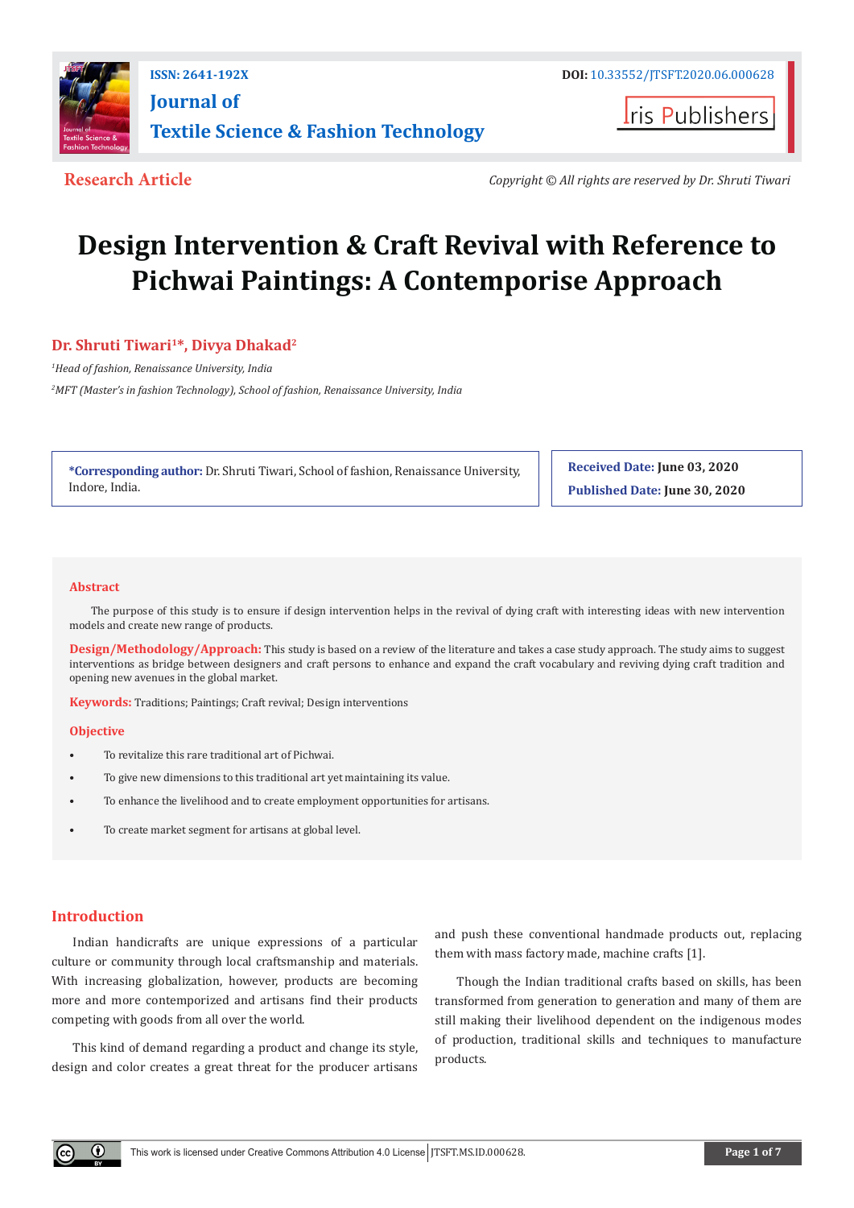ISSN: 2641-192X

DOI: 10.33552/JTSFT.2020.06.000628

Journal of Textile Science & Fashion Technology

Iris Publishers

**Research Article**

*Copyright © All rights are reserved by Dr. Shruti Tiwari*

# Design Intervention & Craft Revival with Reference to Pichwai Paintings: A Contemporise Approach

**Dr. Shruti Tiwari[1]*, Divya Dhakad[2]**

[1]*Head of fashion, Renaissance University, India*

[2]*MFT (Master's in fashion Technology), School of fashion, Renaissance University, India*

**\*Corresponding author:** Dr. Shruti Tiwari, School of fashion, Renaissance University, Indore, India.

**Received Date: June 03, 2020**

**Published Date: June 30, 2020**

## Abstract

The purpose of this study is to ensure if design intervention helps in the revival of dying craft with interesting ideas with new intervention models and create new range of products.

**Design/Methodology/Approach:** This study is based on a review of the literature and takes a case study approach. The study aims to suggest interventions as bridge between designers and craft persons to enhance and expand the craft vocabulary and reviving dying craft tradition and opening new avenues in the global market.

**Keywords:** Traditions; Paintings; Craft revival; Design interventions

## Objective

- To revitalize this rare traditional art of Pichwai.
- To give new dimensions to this traditional art yet maintaining its value.
- To enhance the livelihood and to create employment opportunities for artisans.
- To create market segment for artisans at global level.

## Introduction

Indian handicrafts are unique expressions of a particular culture or community through local craftsmanship and materials. With increasing globalization, however, products are becoming more and more contemporized and artisans find their products competing with goods from all over the world.

This kind of demand regarding a product and change its style, design and color creates a great threat for the producer artisans and push these conventional handmade products out, replacing them with mass factory made, machine crafts [1].

Though the Indian traditional crafts based on skills, has been transformed from generation to generation and many of them are still making their livelihood dependent on the indigenous modes of production, traditional skills and techniques to manufacture products.

This work is licensed under Creative Commons Attribution 4.0 License JTSFT.MS.ID.000628.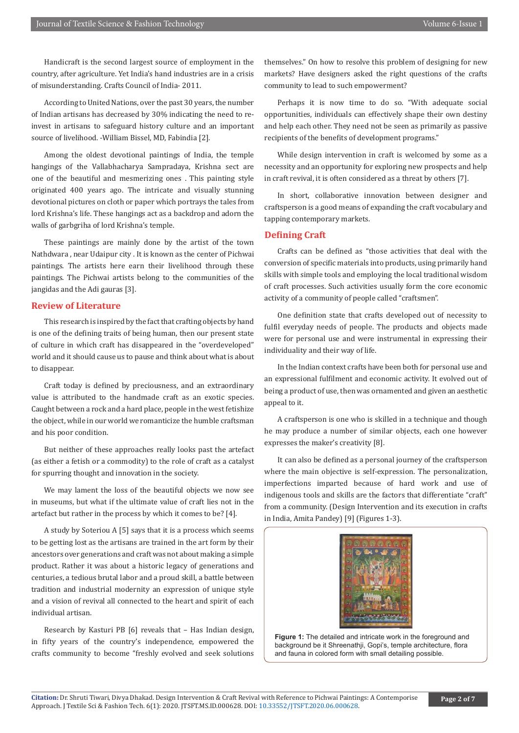Handicraft is the second largest source of employment in the country, after agriculture. Yet India's hand industries are in a crisis of misunderstanding. Crafts Council of India- 2011.

According to United Nations, over the past 30 years, the number of Indian artisans has decreased by 30% indicating the need to re-invest in artisans to safeguard history culture and an important source of livelihood. -William Bissel, MD, Fabindia [2].

Among the oldest devotional paintings of India, the temple hangings of the Vallabhacharya Sampradaya, Krishna sect are one of the beautiful and mesmerizing ones . This painting style originated 400 years ago. The intricate and visually stunning devotional pictures on cloth or paper which portrays the tales from lord Krishna's life. These hangings act as a backdrop and adorn the walls of garbgriha of lord Krishna's temple.

These paintings are mainly done by the artist of the town Nathdwara , near Udaipur city . It is known as the center of Pichwai paintings. The artists here earn their livelihood through these paintings. The Pichwai artists belong to the communities of the jangidas and the Adi gauras [3].

## Review of Literature

This research is inspired by the fact that crafting objects by hand is one of the defining traits of being human, then our present state of culture in which craft has disappeared in the "overdeveloped" world and it should cause us to pause and think about what is about to disappear.

Craft today is defined by preciousness, and an extraordinary value is attributed to the handmade craft as an exotic species. Caught between a rock and a hard place, people in the west fetishize the object, while in our world we romanticize the humble craftsman and his poor condition.

But neither of these approaches really looks past the artefact (as either a fetish or a commodity) to the role of craft as a catalyst for spurring thought and innovation in the society.

We may lament the loss of the beautiful objects we now see in museums, but what if the ultimate value of craft lies not in the artefact but rather in the process by which it comes to be? [4].

A study by Soteriou A [5] says that it is a process which seems to be getting lost as the artisans are trained in the art form by their ancestors over generations and craft was not about making a simple product. Rather it was about a historic legacy of generations and centuries, a tedious brutal labor and a proud skill, a battle between tradition and industrial modernity an expression of unique style and a vision of revival all connected to the heart and spirit of each individual artisan.

Research by Kasturi PB [6] reveals that – Has Indian design, in fifty years of the country's independence, empowered the crafts community to become "freshly evolved and seek solutions themselves." On how to resolve this problem of designing for new markets? Have designers asked the right questions of the crafts community to lead to such empowerment?

Perhaps it is now time to do so. "With adequate social opportunities, individuals can effectively shape their own destiny and help each other. They need not be seen as primarily as passive recipients of the benefits of development programs."

While design intervention in craft is welcomed by some as a necessity and an opportunity for exploring new prospects and help in craft revival, it is often considered as a threat by others [7].

In short, collaborative innovation between designer and craftsperson is a good means of expanding the craft vocabulary and tapping contemporary markets.

## Defining Craft

Crafts can be defined as "those activities that deal with the conversion of specific materials into products, using primarily hand skills with simple tools and employing the local traditional wisdom of craft processes. Such activities usually form the core economic activity of a community of people called "craftsmen".

One definition state that crafts developed out of necessity to fulfil everyday needs of people. The products and objects made were for personal use and were instrumental in expressing their individuality and their way of life.

In the Indian context crafts have been both for personal use and an expressional fulfilment and economic activity. It evolved out of being a product of use, then was ornamented and given an aesthetic appeal to it.

A craftsperson is one who is skilled in a technique and though he may produce a number of similar objects, each one however expresses the maker's creativity [8].

It can also be defined as a personal journey of the craftsperson where the main objective is self-expression. The personalization, imperfections imparted because of hard work and use of indigenous tools and skills are the factors that differentiate "craft" from a community. (Design Intervention and its execution in crafts in India, Amita Pandey) [9] (Figures 1-3).

**Figure 1:** The detailed and intricate work in the foreground and background be it Shreenathji, Gopi's, temple architecture, flora and fauna in colored form with small detailing possible.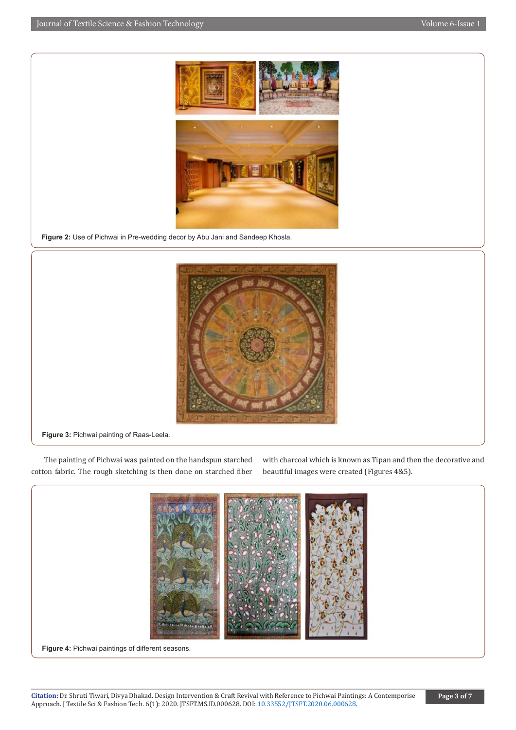Figure 2: Use of Pichwai in Pre-wedding decor by Abu Jani and Sandeep Khosla.

Figure 3: Pichwai painting of Raas-Leela.

The painting of Pichwai was painted on the handspun starched cotton fabric. The rough sketching is then done on starched fiber with charcoal which is known as Tipan and then the decorative and beautiful images were created (Figures 4&5).

Figure 4: Pichwai paintings of different seasons.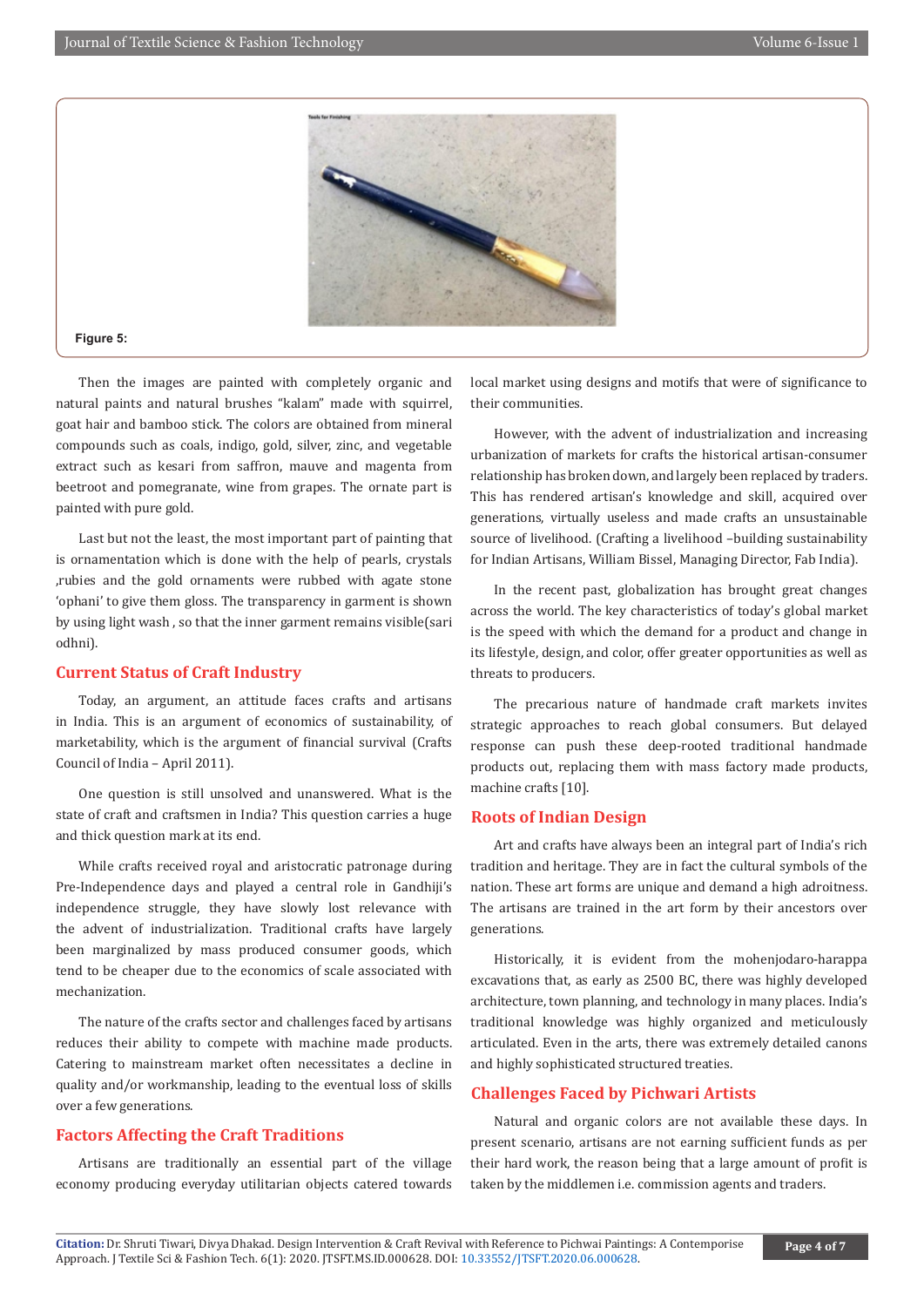Figure 5:

Then the images are painted with completely organic and natural paints and natural brushes "kalam" made with squirrel, goat hair and bamboo stick. The colors are obtained from mineral compounds such as coals, indigo, gold, silver, zinc, and vegetable extract such as kesari from saffron, mauve and magenta from beetroot and pomegranate, wine from grapes. The ornate part is painted with pure gold.

Last but not the least, the most important part of painting that is ornamentation which is done with the help of pearls, crystals ,rubies and the gold ornaments were rubbed with agate stone 'ophani' to give them gloss. The transparency in garment is shown by using light wash , so that the inner garment remains visible(sari odhni).

## Current Status of Craft Industry

Today, an argument, an attitude faces crafts and artisans in India. This is an argument of economics of sustainability, of marketability, which is the argument of financial survival (Crafts Council of India – April 2011).

One question is still unsolved and unanswered. What is the state of craft and craftsmen in India? This question carries a huge and thick question mark at its end.

While crafts received royal and aristocratic patronage during Pre-Independence days and played a central role in Gandhiji's independence struggle, they have slowly lost relevance with the advent of industrialization. Traditional crafts have largely been marginalized by mass produced consumer goods, which tend to be cheaper due to the economics of scale associated with mechanization.

The nature of the crafts sector and challenges faced by artisans reduces their ability to compete with machine made products. Catering to mainstream market often necessitates a decline in quality and/or workmanship, leading to the eventual loss of skills over a few generations.

## Factors Affecting the Craft Traditions

Artisans are traditionally an essential part of the village economy producing everyday utilitarian objects catered towards local market using designs and motifs that were of significance to their communities.

However, with the advent of industrialization and increasing urbanization of markets for crafts the historical artisan-consumer relationship has broken down, and largely been replaced by traders. This has rendered artisan's knowledge and skill, acquired over generations, virtually useless and made crafts an unsustainable source of livelihood. (Crafting a livelihood –building sustainability for Indian Artisans, William Bissel, Managing Director, Fab India).

In the recent past, globalization has brought great changes across the world. The key characteristics of today's global market is the speed with which the demand for a product and change in its lifestyle, design, and color, offer greater opportunities as well as threats to producers.

The precarious nature of handmade craft markets invites strategic approaches to reach global consumers. But delayed response can push these deep-rooted traditional handmade products out, replacing them with mass factory made products, machine crafts [10].

## Roots of Indian Design

Art and crafts have always been an integral part of India's rich tradition and heritage. They are in fact the cultural symbols of the nation. These art forms are unique and demand a high adroitness. The artisans are trained in the art form by their ancestors over generations.

Historically, it is evident from the mohenjodaro-harappa excavations that, as early as 2500 BC, there was highly developed architecture, town planning, and technology in many places. India's traditional knowledge was highly organized and meticulously articulated. Even in the arts, there was extremely detailed canons and highly sophisticated structured treaties.

## Challenges Faced by Pichwari Artists

Natural and organic colors are not available these days. In present scenario, artisans are not earning sufficient funds as per their hard work, the reason being that a large amount of profit is taken by the middlemen i.e. commission agents and traders.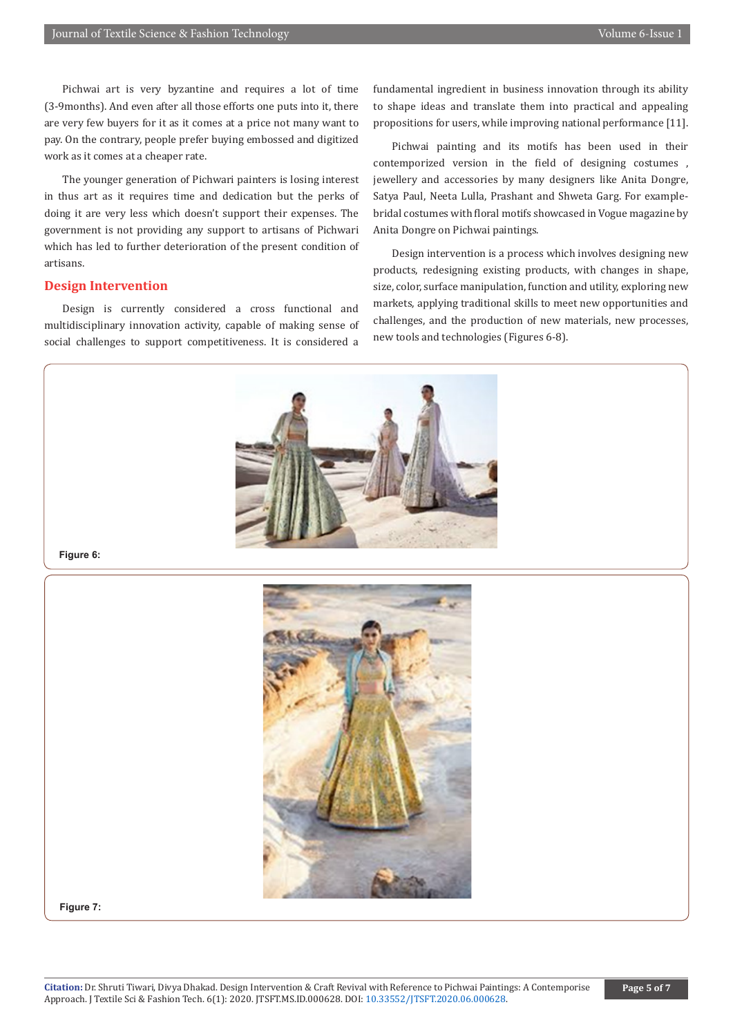Pichwai art is very byzantine and requires a lot of time (3-9months). And even after all those efforts one puts into it, there are very few buyers for it as it comes at a price not many want to pay. On the contrary, people prefer buying embossed and digitized work as it comes at a cheaper rate.

The younger generation of Pichwari painters is losing interest in thus art as it requires time and dedication but the perks of doing it are very less which doesn't support their expenses. The government is not providing any support to artisans of Pichwari which has led to further deterioration of the present condition of artisans.

## Design Intervention

Design is currently considered a cross functional and multidisciplinary innovation activity, capable of making sense of social challenges to support competitiveness. It is considered a fundamental ingredient in business innovation through its ability to shape ideas and translate them into practical and appealing propositions for users, while improving national performance [11].

Pichwai painting and its motifs has been used in their contemporized version in the field of designing costumes , jewellery and accessories by many designers like Anita Dongre, Satya Paul, Neeta Lulla, Prashant and Shweta Garg. For example- bridal costumes with floral motifs showcased in Vogue magazine by Anita Dongre on Pichwai paintings.

Design intervention is a process which involves designing new products, redesigning existing products, with changes in shape, size, color, surface manipulation, function and utility, exploring new markets, applying traditional skills to meet new opportunities and challenges, and the production of new materials, new processes, new tools and technologies (Figures 6-8).

**Figure 6:**

**Figure 7:**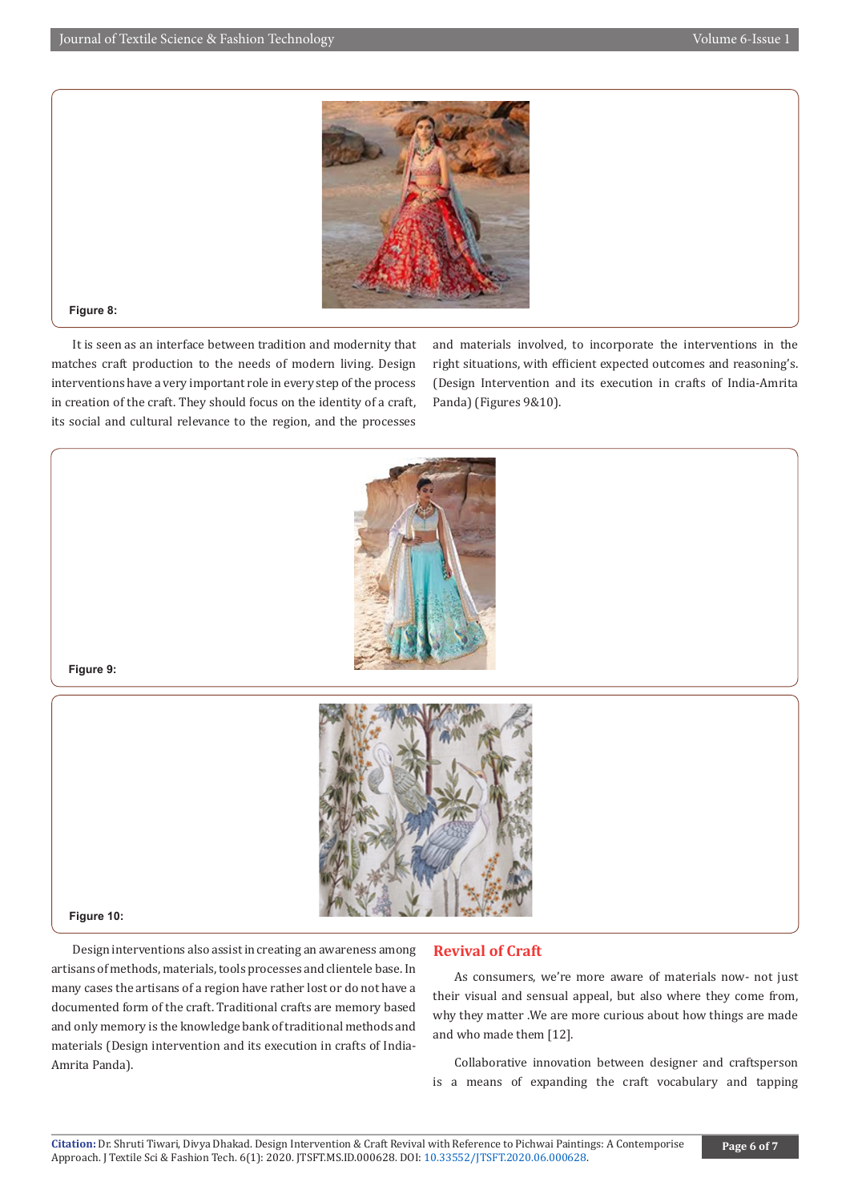Figure 8:

It is seen as an interface between tradition and modernity that matches craft production to the needs of modern living. Design interventions have a very important role in every step of the process in creation of the craft. They should focus on the identity of a craft, its social and cultural relevance to the region, and the processes and materials involved, to incorporate the interventions in the right situations, with efficient expected outcomes and reasoning's. (Design Intervention and its execution in crafts of India-Amrita Panda) (Figures 9&10).

Figure 9:

Figure 10:

Design interventions also assist in creating an awareness among artisans of methods, materials, tools processes and clientele base. In many cases the artisans of a region have rather lost or do not have a documented form of the craft. Traditional crafts are memory based and only memory is the knowledge bank of traditional methods and materials (Design intervention and its execution in crafts of India-Amrita Panda).

## Revival of Craft

As consumers, we're more aware of materials now- not just their visual and sensual appeal, but also where they come from, why they matter .We are more curious about how things are made and who made them [12].

Collaborative innovation between designer and craftsperson is a means of expanding the craft vocabulary and tapping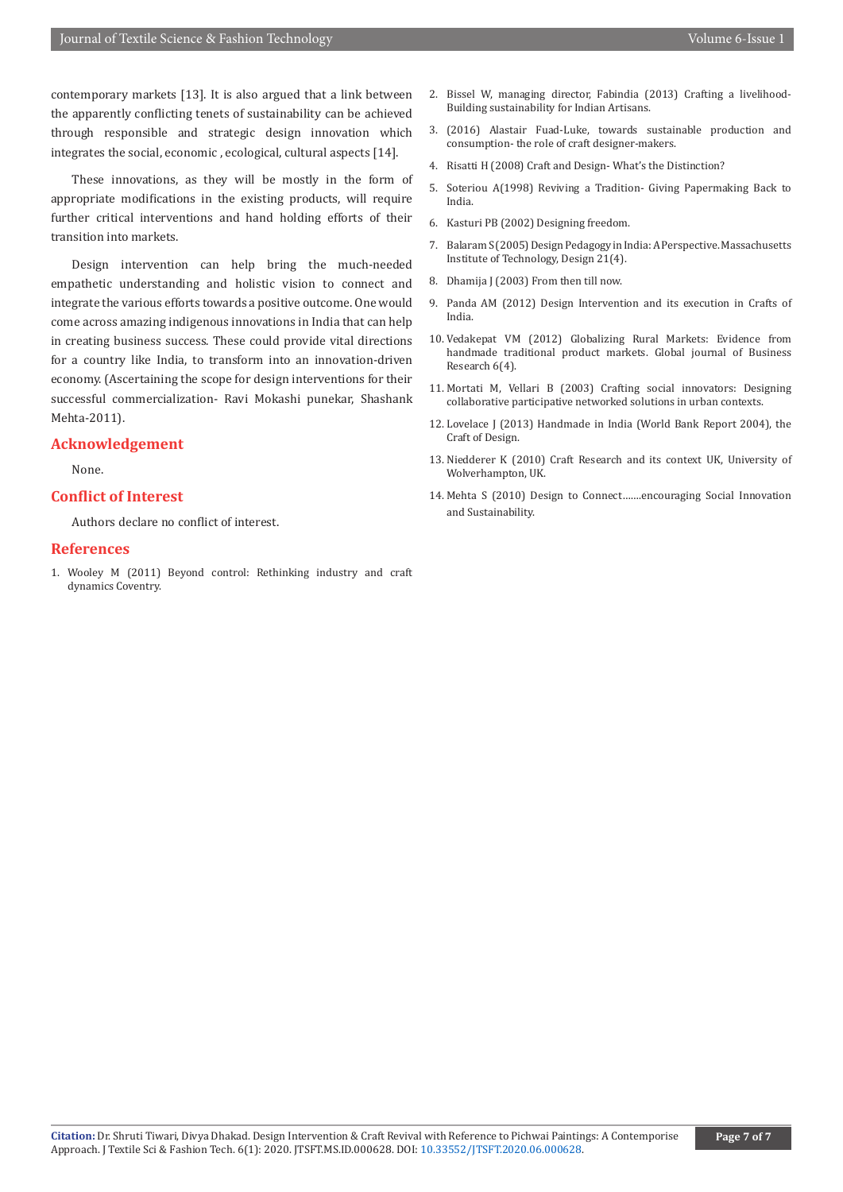contemporary markets [13]. It is also argued that a link between the apparently conflicting tenets of sustainability can be achieved through responsible and strategic design innovation which integrates the social, economic , ecological, cultural aspects [14].

These innovations, as they will be mostly in the form of appropriate modifications in the existing products, will require further critical interventions and hand holding efforts of their transition into markets.

Design intervention can help bring the much-needed empathetic understanding and holistic vision to connect and integrate the various efforts towards a positive outcome. One would come across amazing indigenous innovations in India that can help in creating business success. These could provide vital directions for a country like India, to transform into an innovation-driven economy. (Ascertaining the scope for design interventions for their successful commercialization- Ravi Mokashi punekar, Shashank Mehta-2011).

## Acknowledgement

None.

## Conflict of Interest

Authors declare no conflict of interest.

## References

1. Wooley M (2011) Beyond control: Rethinking industry and craft dynamics Coventry.
2. Bissel W, managing director, Fabindia (2013) Crafting a livelihood-Building sustainability for Indian Artisans.
3. (2016) Alastair Fuad-Luke, towards sustainable production and consumption- the role of craft designer-makers.
4. Risatti H (2008) Craft and Design- What's the Distinction?
5. Soteriou A(1998) Reviving a Tradition- Giving Papermaking Back to India.
6. Kasturi PB (2002) Designing freedom.
7. Balaram S (2005) Design Pedagogy in India: A Perspective. Massachusetts Institute of Technology, Design 21(4).
8. Dhamija J (2003) From then till now.
9. Panda AM (2012) Design Intervention and its execution in Crafts of India.
10. Vedakepat VM (2012) Globalizing Rural Markets: Evidence from handmade traditional product markets. Global journal of Business Research 6(4).
11. Mortati M, Vellari B (2003) Crafting social innovators: Designing collaborative participative networked solutions in urban contexts.
12. Lovelace J (2013) Handmade in India (World Bank Report 2004), the Craft of Design.
13. Niedderer K (2010) Craft Research and its context UK, University of Wolverhampton, UK.
14. Mehta S (2010) Design to Connect…….encouraging Social Innovation and Sustainability.